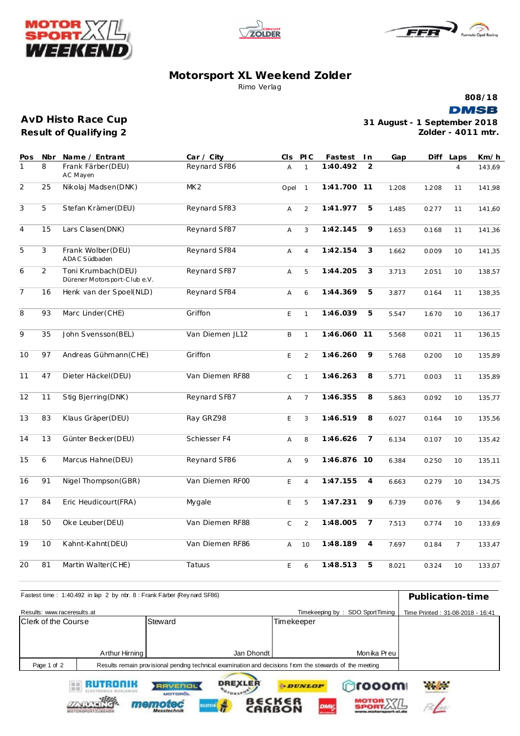# Motorsport XL Weekend Zolder

Rimo Verlag

808/18

DMSB

## AvD Histo Race Cup

**Result of Qualifying 2**

31 August - 1 September 2018
Zolder - 4011 mtr.

| Pos | Nbr | Name / Entrant | Car / City | Cls | PIC | Fastest | In | Gap | Diff | Laps | Km/h |
|---|---|---|---|---|---|---|---|---|---|---|---|
| 1 | 8 | Frank Färber(DEU) AC Mayen | Reynard SF86 | A | 1 | **1:40.492** | **2** | | | 4 | 143,69 |
| 2 | 25 | Nikolaj Madsen(DNK) | MK2 | Opel | 1 | **1:41.700** | **11** | 1.208 | 1.208 | 11 | 141,98 |
| 3 | 5 | Stefan Krämer(DEU) | Reynard SF83 | A | 2 | **1:41.977** | **5** | 1.485 | 0.277 | 11 | 141,60 |
| 4 | 15 | Lars Clasen(DNK) | Reynard SF87 | A | 3 | **1:42.145** | **9** | 1.653 | 0.168 | 11 | 141,36 |
| 5 | 3 | Frank Wolber(DEU) ADAC Südbaden | Reynard SF84 | A | 4 | **1:42.154** | **3** | 1.662 | 0.009 | 10 | 141,35 |
| 6 | 2 | Toni Krumbach(DEU) Dürener Motorsport-Club e.V. | Reynard SF87 | A | 5 | **1:44.205** | **3** | 3.713 | 2.051 | 10 | 138,57 |
| 7 | 16 | Henk van der Spoel(NLD) | Reynard SF84 | A | 6 | **1:44.369** | **5** | 3.877 | 0.164 | 11 | 138,35 |
| 8 | 93 | Marc Linder(CHE) | Griffon | E | 1 | **1:46.039** | **5** | 5.547 | 1.670 | 10 | 136,17 |
| 9 | 35 | John Svensson(BEL) | Van Diemen JL12 | B | 1 | **1:46.060** | **11** | 5.568 | 0.021 | 11 | 136,15 |
| 10 | 97 | Andreas Gühmann(CHE) | Griffon | E | 2 | **1:46.260** | **9** | 5.768 | 0.200 | 10 | 135,89 |
| 11 | 47 | Dieter Häckel(DEU) | Van Diemen RF88 | C | 1 | **1:46.263** | **8** | 5.771 | 0.003 | 11 | 135,89 |
| 12 | 11 | Stig Bjerring(DNK) | Reynard SF87 | A | 7 | **1:46.355** | **8** | 5.863 | 0.092 | 10 | 135,77 |
| 13 | 83 | Klaus Gräper(DEU) | Ray GRZ98 | E | 3 | **1:46.519** | **8** | 6.027 | 0.164 | 10 | 135,56 |
| 14 | 13 | Günter Becker(DEU) | Schiesser F4 | A | 8 | **1:46.626** | **7** | 6.134 | 0.107 | 10 | 135,42 |
| 15 | 6 | Marcus Hahne(DEU) | Reynard SF86 | A | 9 | **1:46.876** | **10** | 6.384 | 0.250 | 10 | 135,11 |
| 16 | 91 | Nigel Thompson(GBR) | Van Diemen RF00 | E | 4 | **1:47.155** | **4** | 6.663 | 0.279 | 10 | 134,75 |
| 17 | 84 | Eric Heudicourt(FRA) | Mygale | E | 5 | **1:47.231** | **9** | 6.739 | 0.076 | 9 | 134,66 |
| 18 | 50 | Oke Leuber(DEU) | Van Diemen RF88 | C | 2 | **1:48.005** | **7** | 7.513 | 0.774 | 10 | 133,69 |
| 19 | 10 | Kahnt-Kahnt(DEU) | Van Diemen RF86 | A | 10 | **1:48.189** | **4** | 7.697 | 0.184 | 7 | 133,47 |
| 20 | 81 | Martin Walter(CHE) | Tatuus | E | 6 | **1:48.513** | **5** | 8.021 | 0.324 | 10 | 133,07 |

Fastest time : 1:40.492 in lap 2 by nbr. 8 : Frank Färber (Reynard SF86)

**Publication-time**

Results: www.raceresults.at

Timekeeping by : SDO SportTiming

Time Printed : 31-08-2018 - 16:41

| Clerk of the Course | Steward | Timekeeper |
|---|---|---|
| Arthur Hirning | Jan Dhondt | Monika Preu |

Results remain provisional pending technical examination and decisions from the stewards of the meeting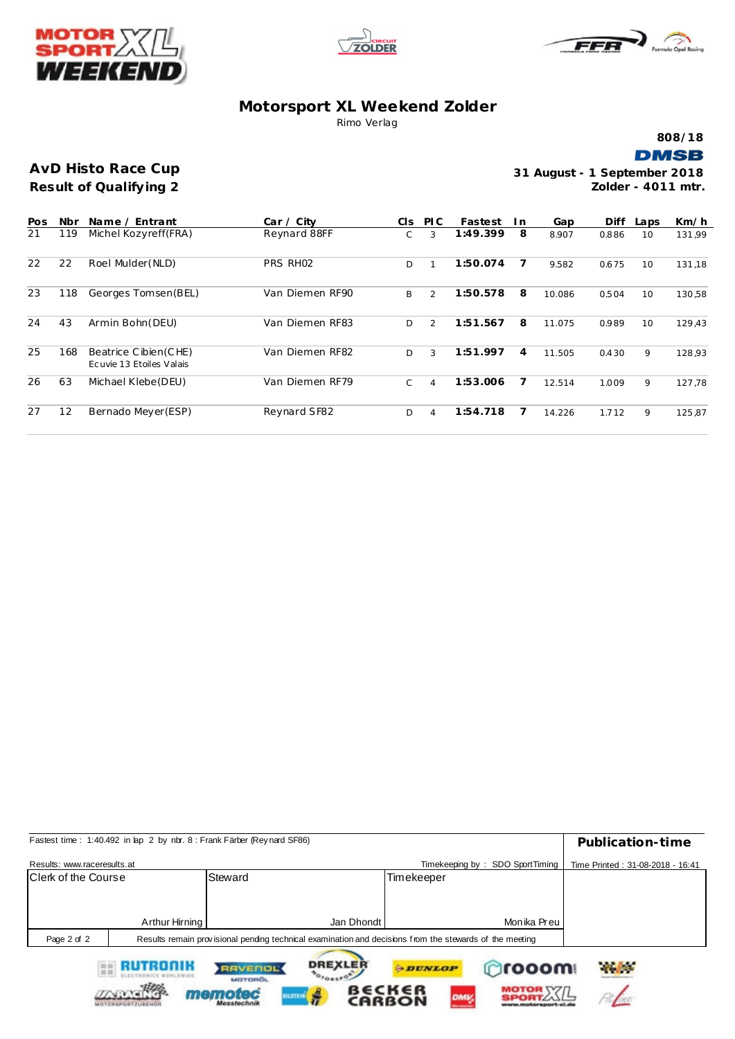# Motorsport XL Weekend Zolder

Rimo Verlag

808/18

DMSB

## AvD Histo Race Cup

**Result of Qualifying 2**

**31 August - 1 September 2018**
**Zolder - 4011 mtr.**

| Pos | Nbr | Name / Entrant | Car / City | Cls | PIC | Fastest | In | Gap | Diff | Laps | Km/h |
|---|---|---|---|---|---|---|---|---|---|---|---|
| 21 | 119 | Michel Kozyreff(FRA) | Reynard 88FF | C | 3 | **1:49.399** | **8** | 8.907 | 0.886 | 10 | 131,99 |
| 22 | 22 | Roel Mulder(NLD) | PRS RH02 | D | 1 | **1:50.074** | **7** | 9.582 | 0.675 | 10 | 131,18 |
| 23 | 118 | Georges Tomsen(BEL) | Van Diemen RF90 | B | 2 | **1:50.578** | **8** | 10.086 | 0.504 | 10 | 130,58 |
| 24 | 43 | Armin Bohn(DEU) | Van Diemen RF83 | D | 2 | **1:51.567** | **8** | 11.075 | 0.989 | 10 | 129,43 |
| 25 | 168 | Beatrice Cibien(CHE) Ecuvie 13 Etoiles Valais | Van Diemen RF82 | D | 3 | **1:51.997** | **4** | 11.505 | 0.430 | 9 | 128,93 |
| 26 | 63 | Michael Klebe(DEU) | Van Diemen RF79 | C | 4 | **1:53.006** | **7** | 12.514 | 1.009 | 9 | 127,78 |
| 27 | 12 | Bernado Meyer(ESP) | Reynard SF82 | D | 4 | **1:54.718** | **7** | 14.226 | 1.712 | 9 | 125,87 |

Fastest time : 1:40.492 in lap 2 by nbr. 8 : Frank Färber (Reynard SF86)

**Publication-time**

Results: www.raceresults.at

Timekeeping by : SDO SportTiming

Time Printed : 31-08-2018 - 16:41

| Clerk of the Course | Steward | Timekeeper |
|---|---|---|
| Arthur Hirning | Jan Dhondt | Monika Preu |

Results remain provisional pending technical examination and decisions from the stewards of the meeting